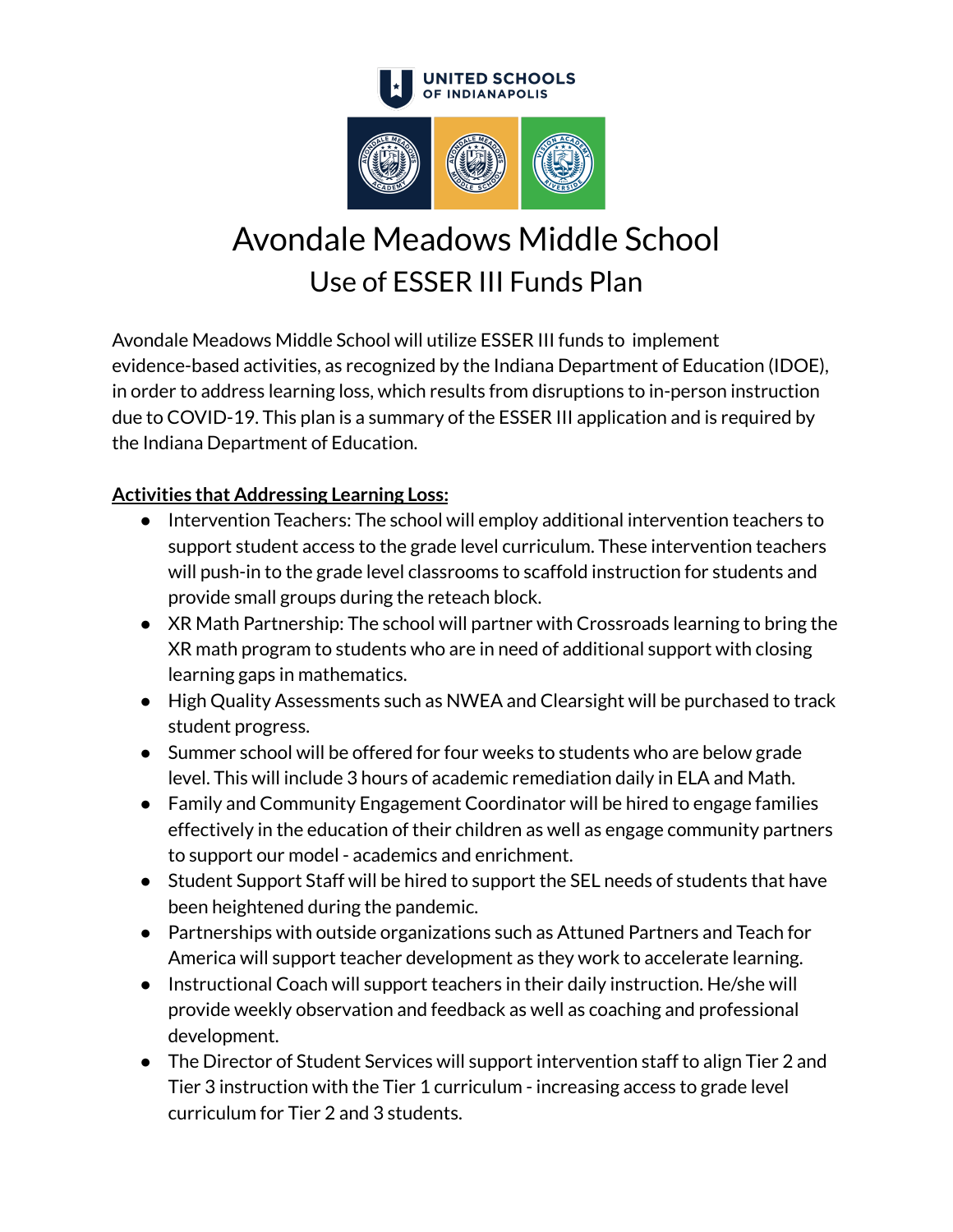UNITED SCHOOLS OF INDIANAPOLIS

# Avondale Meadows Middle School

## Use of ESSER III Funds Plan

Avondale Meadows Middle School will utilize ESSER III funds to implement evidence-based activities, as recognized by the Indiana Department of Education (IDOE), in order to address learning loss, which results from disruptions to in-person instruction due to COVID-19. This plan is a summary of the ESSER III application and is required by the Indiana Department of Education.

**Activities that Addressing Learning Loss:**

- Intervention Teachers: The school will employ additional intervention teachers to support student access to the grade level curriculum. These intervention teachers will push-in to the grade level classrooms to scaffold instruction for students and provide small groups during the reteach block.
- XR Math Partnership: The school will partner with Crossroads learning to bring the XR math program to students who are in need of additional support with closing learning gaps in mathematics.
- High Quality Assessments such as NWEA and Clearsight will be purchased to track student progress.
- Summer school will be offered for four weeks to students who are below grade level. This will include 3 hours of academic remediation daily in ELA and Math.
- Family and Community Engagement Coordinator will be hired to engage families effectively in the education of their children as well as engage community partners to support our model - academics and enrichment.
- Student Support Staff will be hired to support the SEL needs of students that have been heightened during the pandemic.
- Partnerships with outside organizations such as Attuned Partners and Teach for America will support teacher development as they work to accelerate learning.
- Instructional Coach will support teachers in their daily instruction. He/she will provide weekly observation and feedback as well as coaching and professional development.
- The Director of Student Services will support intervention staff to align Tier 2 and Tier 3 instruction with the Tier 1 curriculum - increasing access to grade level curriculum for Tier 2 and 3 students.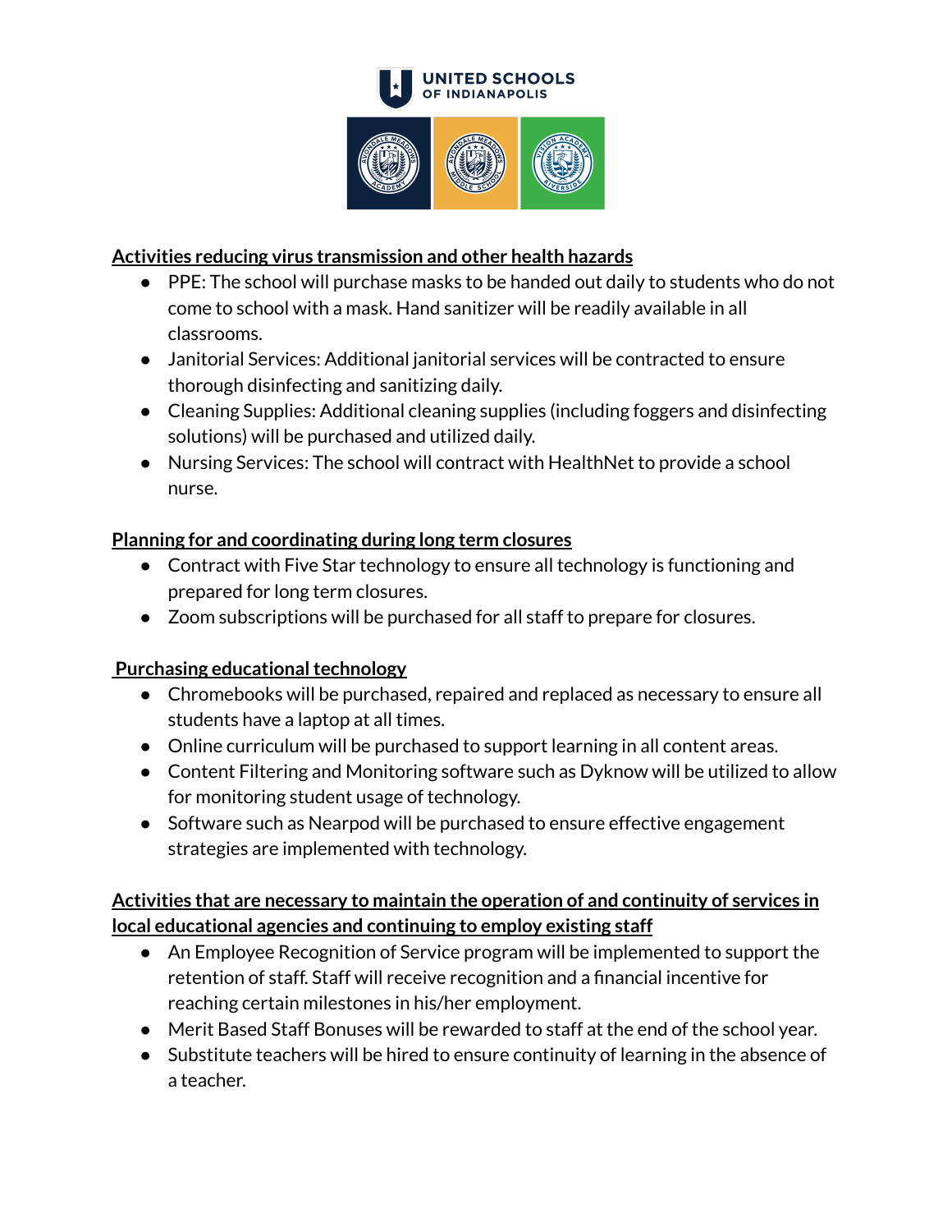**UNITED SCHOOLS OF INDIANAPOLIS**

**Activities reducing virus transmission and other health hazards**

- PPE: The school will purchase masks to be handed out daily to students who do not come to school with a mask. Hand sanitizer will be readily available in all classrooms.
- Janitorial Services: Additional janitorial services will be contracted to ensure thorough disinfecting and sanitizing daily.
- Cleaning Supplies: Additional cleaning supplies (including foggers and disinfecting solutions) will be purchased and utilized daily.
- Nursing Services: The school will contract with HealthNet to provide a school nurse.

**Planning for and coordinating during long term closures**

- Contract with Five Star technology to ensure all technology is functioning and prepared for long term closures.
- Zoom subscriptions will be purchased for all staff to prepare for closures.

**Purchasing educational technology**

- Chromebooks will be purchased, repaired and replaced as necessary to ensure all students have a laptop at all times.
- Online curriculum will be purchased to support learning in all content areas.
- Content Filtering and Monitoring software such as Dyknow will be utilized to allow for monitoring student usage of technology.
- Software such as Nearpod will be purchased to ensure effective engagement strategies are implemented with technology.

**Activities that are necessary to maintain the operation of and continuity of services in local educational agencies and continuing to employ existing staff**

- An Employee Recognition of Service program will be implemented to support the retention of staff. Staff will receive recognition and a financial incentive for reaching certain milestones in his/her employment.
- Merit Based Staff Bonuses will be rewarded to staff at the end of the school year.
- Substitute teachers will be hired to ensure continuity of learning in the absence of a teacher.